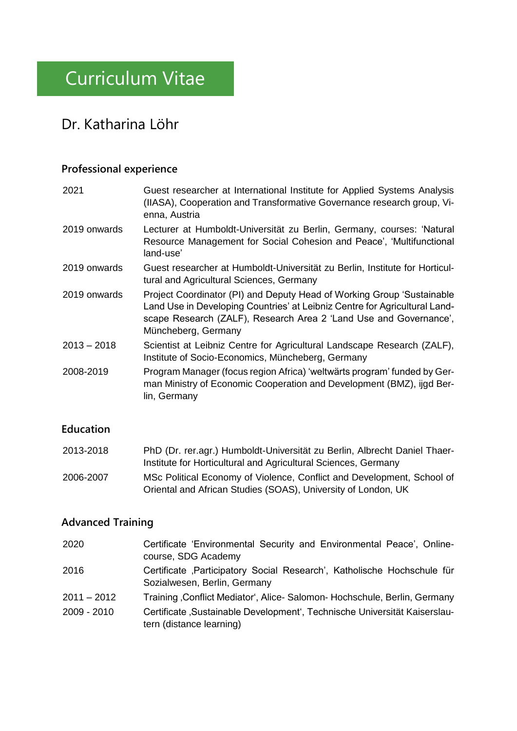# Curriculum Vitae

## Dr. Katharina Löhr

### Professional experience

| | |
|---|---|
| 2021 | Guest researcher at International Institute for Applied Systems Analysis (IIASA), Cooperation and Transformative Governance research group, Vienna, Austria |
| 2019 onwards | Lecturer at Humboldt-Universität zu Berlin, Germany, courses: 'Natural Resource Management for Social Cohesion and Peace', 'Multifunctional land-use' |
| 2019 onwards | Guest researcher at Humboldt-Universität zu Berlin, Institute for Horticultural and Agricultural Sciences, Germany |
| 2019 onwards | Project Coordinator (PI) and Deputy Head of Working Group 'Sustainable Land Use in Developing Countries' at Leibniz Centre for Agricultural Landscape Research (ZALF), Research Area 2 'Land Use and Governance', Müncheberg, Germany |
| 2013 – 2018 | Scientist at Leibniz Centre for Agricultural Landscape Research (ZALF), Institute of Socio-Economics, Müncheberg, Germany |
| 2008-2019 | Program Manager (focus region Africa) 'weltwärts program' funded by German Ministry of Economic Cooperation and Development (BMZ), ijgd Berlin, Germany |

### Education

| | |
|---|---|
| 2013-2018 | PhD (Dr. rer.agr.) Humboldt-Universität zu Berlin, Albrecht Daniel Thaer-Institute for Horticultural and Agricultural Sciences, Germany |
| 2006-2007 | MSc Political Economy of Violence, Conflict and Development, School of Oriental and African Studies (SOAS), University of London, UK |

### Advanced Training

| | |
|---|---|
| 2020 | Certificate 'Environmental Security and Environmental Peace', Online-course, SDG Academy |
| 2016 | Certificate ‚Participatory Social Research', Katholische Hochschule für Sozialwesen, Berlin, Germany |
| 2011 – 2012 | Training ‚Conflict Mediator', Alice- Salomon- Hochschule, Berlin, Germany |
| 2009 - 2010 | Certificate ‚Sustainable Development', Technische Universität Kaiserslautern (distance learning) |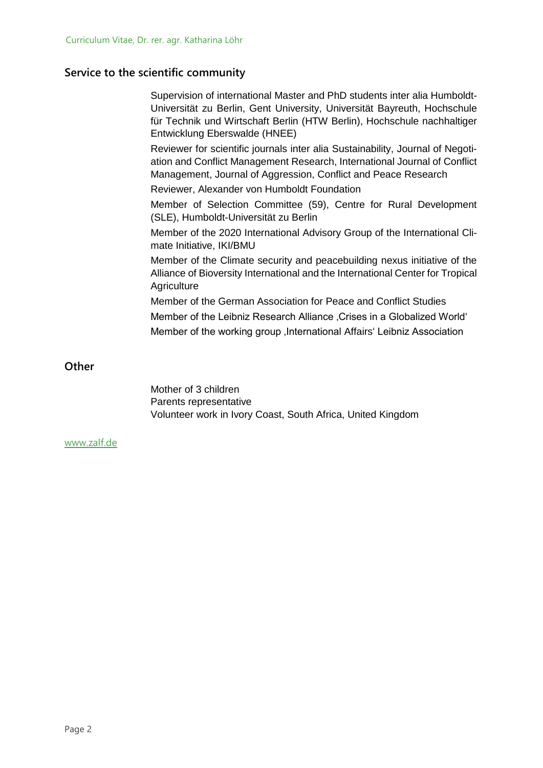## Service to the scientific community

Supervision of international Master and PhD students inter alia Humboldt-Universität zu Berlin, Gent University, Universität Bayreuth, Hochschule für Technik und Wirtschaft Berlin (HTW Berlin), Hochschule nachhaltiger Entwicklung Eberswalde (HNEE)

Reviewer for scientific journals inter alia Sustainability, Journal of Negotiation and Conflict Management Research, International Journal of Conflict Management, Journal of Aggression, Conflict and Peace Research

Reviewer, Alexander von Humboldt Foundation

Member of Selection Committee (59), Centre for Rural Development (SLE), Humboldt-Universität zu Berlin

Member of the 2020 International Advisory Group of the International Climate Initiative, IKI/BMU

Member of the Climate security and peacebuilding nexus initiative of the Alliance of Bioversity International and the International Center for Tropical Agriculture

Member of the German Association for Peace and Conflict Studies

Member of the Leibniz Research Alliance ‚Crises in a Globalized World'

Member of the working group ‚International Affairs' Leibniz Association

## Other

Mother of 3 children
Parents representative
Volunteer work in Ivory Coast, South Africa, United Kingdom

www.zalf.de